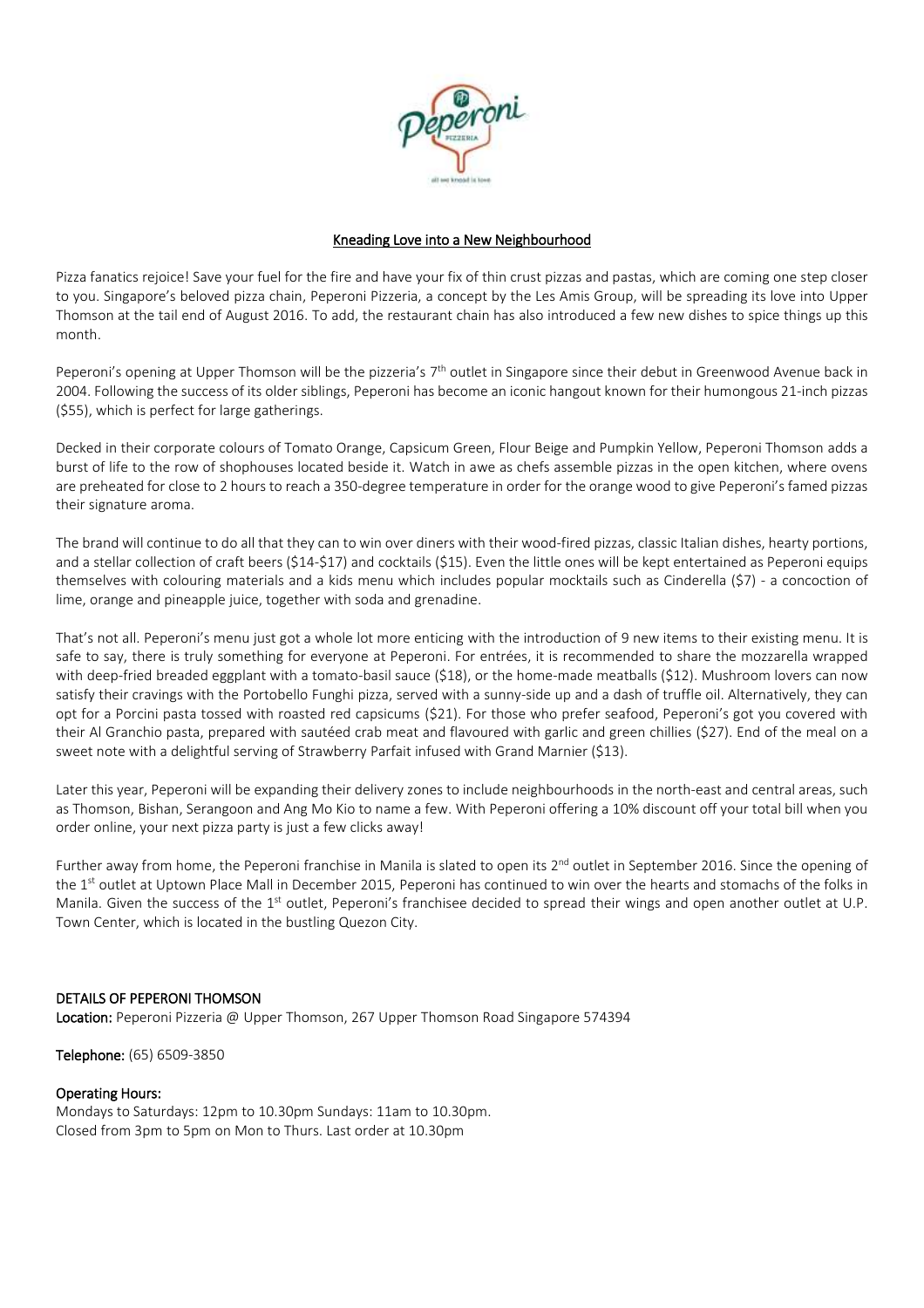## Kneading Love into a New Neighbourhood

Pizza fanatics rejoice! Save your fuel for the fire and have your fix of thin crust pizzas and pastas, which are coming one step closer to you. Singapore's beloved pizza chain, Peperoni Pizzeria, a concept by the Les Amis Group, will be spreading its love into Upper Thomson at the tail end of August 2016. To add, the restaurant chain has also introduced a few new dishes to spice things up this month.

Peperoni's opening at Upper Thomson will be the pizzeria's 7th outlet in Singapore since their debut in Greenwood Avenue back in 2004. Following the success of its older siblings, Peperoni has become an iconic hangout known for their humongous 21-inch pizzas ($55), which is perfect for large gatherings.

Decked in their corporate colours of Tomato Orange, Capsicum Green, Flour Beige and Pumpkin Yellow, Peperoni Thomson adds a burst of life to the row of shophouses located beside it. Watch in awe as chefs assemble pizzas in the open kitchen, where ovens are preheated for close to 2 hours to reach a 350-degree temperature in order for the orange wood to give Peperoni's famed pizzas their signature aroma.

The brand will continue to do all that they can to win over diners with their wood-fired pizzas, classic Italian dishes, hearty portions, and a stellar collection of craft beers ($14-$17) and cocktails ($15). Even the little ones will be kept entertained as Peperoni equips themselves with colouring materials and a kids menu which includes popular mocktails such as Cinderella ($7) - a concoction of lime, orange and pineapple juice, together with soda and grenadine.

That's not all. Peperoni's menu just got a whole lot more enticing with the introduction of 9 new items to their existing menu. It is safe to say, there is truly something for everyone at Peperoni. For entrées, it is recommended to share the mozzarella wrapped with deep-fried breaded eggplant with a tomato-basil sauce ($18), or the home-made meatballs ($12). Mushroom lovers can now satisfy their cravings with the Portobello Funghi pizza, served with a sunny-side up and a dash of truffle oil. Alternatively, they can opt for a Porcini pasta tossed with roasted red capsicums ($21). For those who prefer seafood, Peperoni's got you covered with their Al Granchio pasta, prepared with sautéed crab meat and flavoured with garlic and green chillies ($27). End of the meal on a sweet note with a delightful serving of Strawberry Parfait infused with Grand Marnier ($13).

Later this year, Peperoni will be expanding their delivery zones to include neighbourhoods in the north-east and central areas, such as Thomson, Bishan, Serangoon and Ang Mo Kio to name a few. With Peperoni offering a 10% discount off your total bill when you order online, your next pizza party is just a few clicks away!

Further away from home, the Peperoni franchise in Manila is slated to open its 2nd outlet in September 2016. Since the opening of the 1st outlet at Uptown Place Mall in December 2015, Peperoni has continued to win over the hearts and stomachs of the folks in Manila. Given the success of the 1st outlet, Peperoni's franchisee decided to spread their wings and open another outlet at U.P. Town Center, which is located in the bustling Quezon City.

**DETAILS OF PEPERONI THOMSON**

**Location:** Peperoni Pizzeria @ Upper Thomson, 267 Upper Thomson Road Singapore 574394

**Telephone:** (65) 6509-3850

**Operating Hours:**

Mondays to Saturdays: 12pm to 10.30pm Sundays: 11am to 10.30pm.
Closed from 3pm to 5pm on Mon to Thurs. Last order at 10.30pm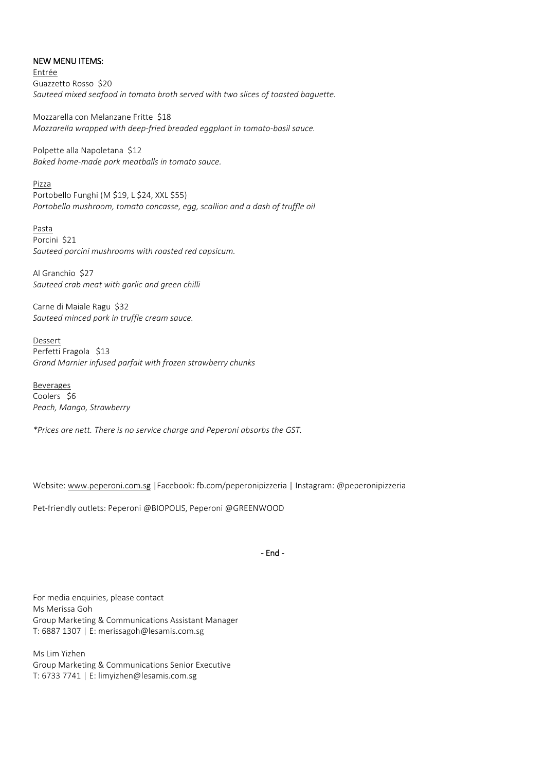**NEW MENU ITEMS:**

Entrée

Guazzetto Rosso $20

*Sauteed mixed seafood in tomato broth served with two slices of toasted baguette.*

Mozzarella con Melanzane Fritte $18

*Mozzarella wrapped with deep-fried breaded eggplant in tomato-basil sauce.*

Polpette alla Napoletana $12

*Baked home-made pork meatballs in tomato sauce.*

Pizza

Portobello Funghi (M $19, L $24, XXL $55)

*Portobello mushroom, tomato concasse, egg, scallion and a dash of truffle oil*

Pasta

Porcini $21

*Sauteed porcini mushrooms with roasted red capsicum.*

Al Granchio $27

*Sauteed crab meat with garlic and green chilli*

Carne di Maiale Ragu $32

*Sauteed minced pork in truffle cream sauce.*

Dessert

Perfetti Fragola $13

*Grand Marnier infused parfait with frozen strawberry chunks*

Beverages

Coolers $6

*Peach, Mango, Strawberry*

*\*Prices are nett. There is no service charge and Peperoni absorbs the GST.*

Website: www.peperoni.com.sg | Facebook: fb.com/peperonipizzeria | Instagram: @peperonipizzeria

Pet-friendly outlets: Peperoni @BIOPOLIS, Peperoni @GREENWOOD

**- End -**

For media enquiries, please contact
Ms Merissa Goh
Group Marketing & Communications Assistant Manager
T: 6887 1307 | E: merissagoh@lesamis.com.sg

Ms Lim Yizhen
Group Marketing & Communications Senior Executive
T: 6733 7741 | E: limyizhen@lesamis.com.sg